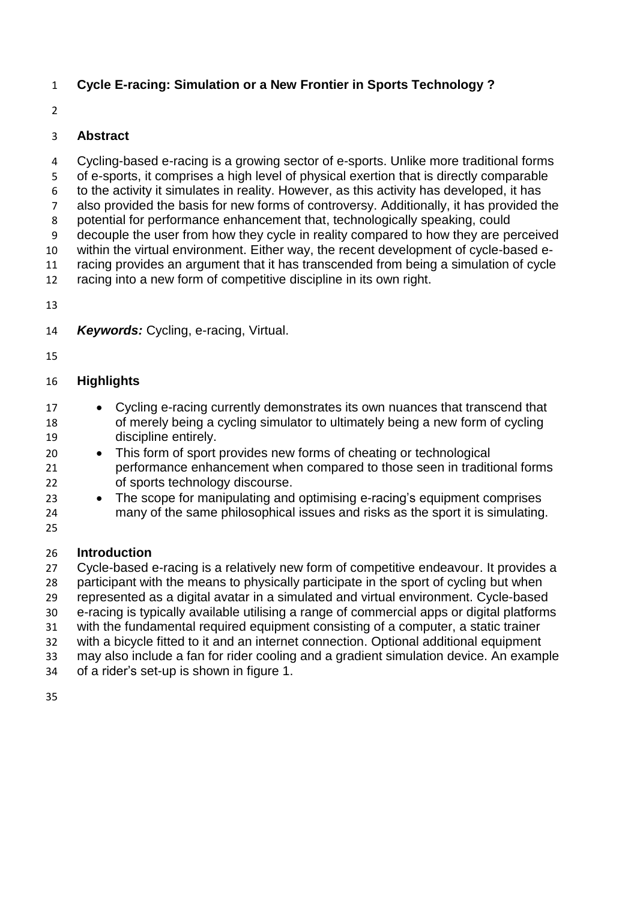# Cycle E-racing: Simulation or a New Frontier in Sports Technology ?

## Abstract

Cycling-based e-racing is a growing sector of e-sports. Unlike more traditional forms of e-sports, it comprises a high level of physical exertion that is directly comparable to the activity it simulates in reality. However, as this activity has developed, it has also provided the basis for new forms of controversy. Additionally, it has provided the potential for performance enhancement that, technologically speaking, could decouple the user from how they cycle in reality compared to how they are perceived within the virtual environment. Either way, the recent development of cycle-based e-racing provides an argument that it has transcended from being a simulation of cycle racing into a new form of competitive discipline in its own right.

***Keywords:*** Cycling, e-racing, Virtual.

## Highlights

- Cycling e-racing currently demonstrates its own nuances that transcend that of merely being a cycling simulator to ultimately being a new form of cycling discipline entirely.
- This form of sport provides new forms of cheating or technological performance enhancement when compared to those seen in traditional forms of sports technology discourse.
- The scope for manipulating and optimising e-racing's equipment comprises many of the same philosophical issues and risks as the sport it is simulating.

## Introduction

Cycle-based e-racing is a relatively new form of competitive endeavour. It provides a participant with the means to physically participate in the sport of cycling but when represented as a digital avatar in a simulated and virtual environment. Cycle-based e-racing is typically available utilising a range of commercial apps or digital platforms with the fundamental required equipment consisting of a computer, a static trainer with a bicycle fitted to it and an internet connection. Optional additional equipment may also include a fan for rider cooling and a gradient simulation device. An example of a rider's set-up is shown in figure 1.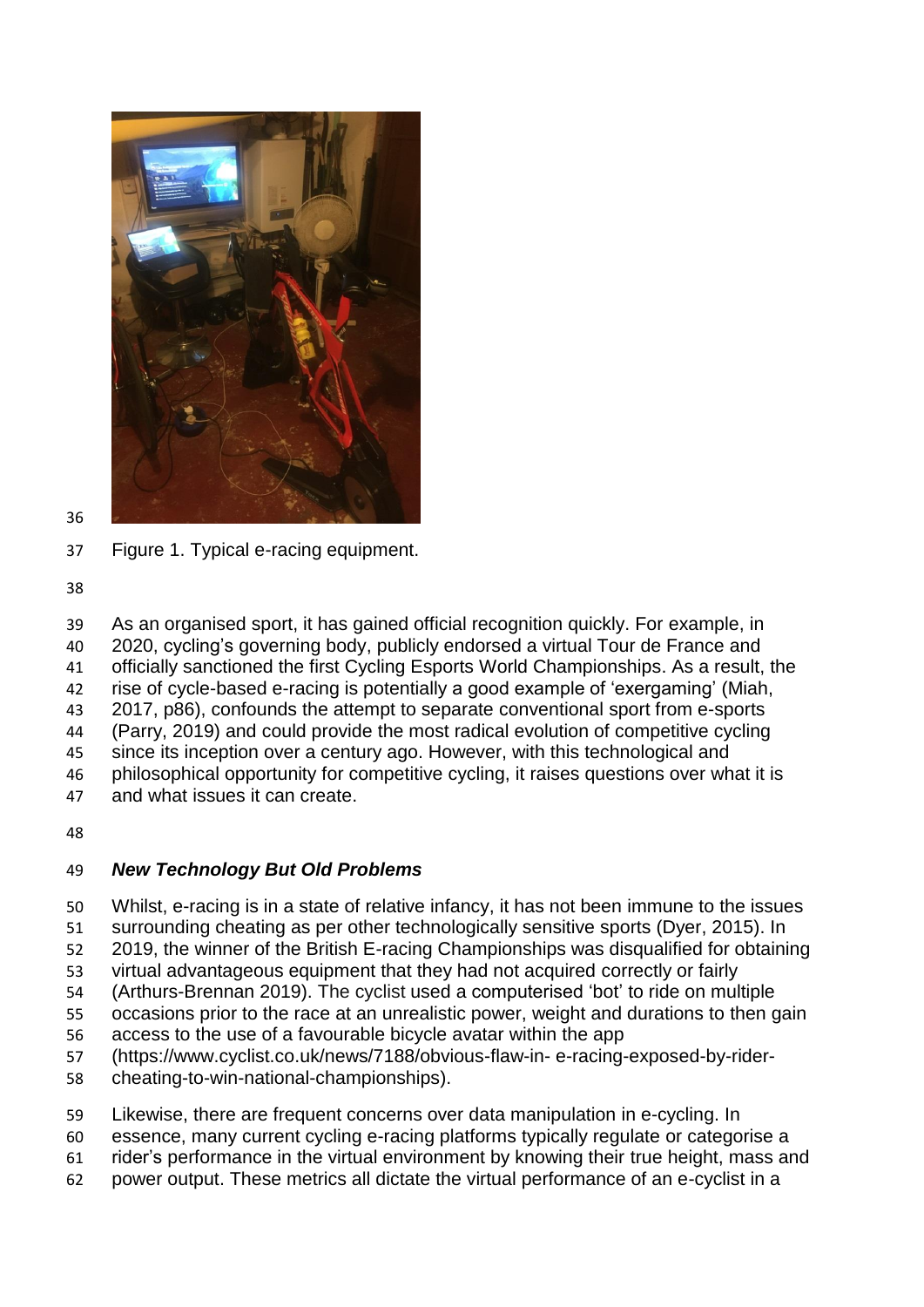Figure 1. Typical e-racing equipment.

As an organised sport, it has gained official recognition quickly. For example, in 2020, cycling's governing body, publicly endorsed a virtual Tour de France and officially sanctioned the first Cycling Esports World Championships. As a result, the rise of cycle-based e-racing is potentially a good example of 'exergaming' (Miah, 2017, p86), confounds the attempt to separate conventional sport from e-sports (Parry, 2019) and could provide the most radical evolution of competitive cycling since its inception over a century ago. However, with this technological and philosophical opportunity for competitive cycling, it raises questions over what it is and what issues it can create.

## ***New Technology But Old Problems***

Whilst, e-racing is in a state of relative infancy, it has not been immune to the issues surrounding cheating as per other technologically sensitive sports (Dyer, 2015). In 2019, the winner of the British E-racing Championships was disqualified for obtaining virtual advantageous equipment that they had not acquired correctly or fairly (Arthurs-Brennan 2019). The cyclist used a computerised 'bot' to ride on multiple occasions prior to the race at an unrealistic power, weight and durations to then gain access to the use of a favourable bicycle avatar within the app (https://www.cyclist.co.uk/news/7188/obvious-flaw-in- e-racing-exposed-by-rider-cheating-to-win-national-championships).

Likewise, there are frequent concerns over data manipulation in e-cycling. In essence, many current cycling e-racing platforms typically regulate or categorise a rider's performance in the virtual environment by knowing their true height, mass and power output. These metrics all dictate the virtual performance of an e-cyclist in a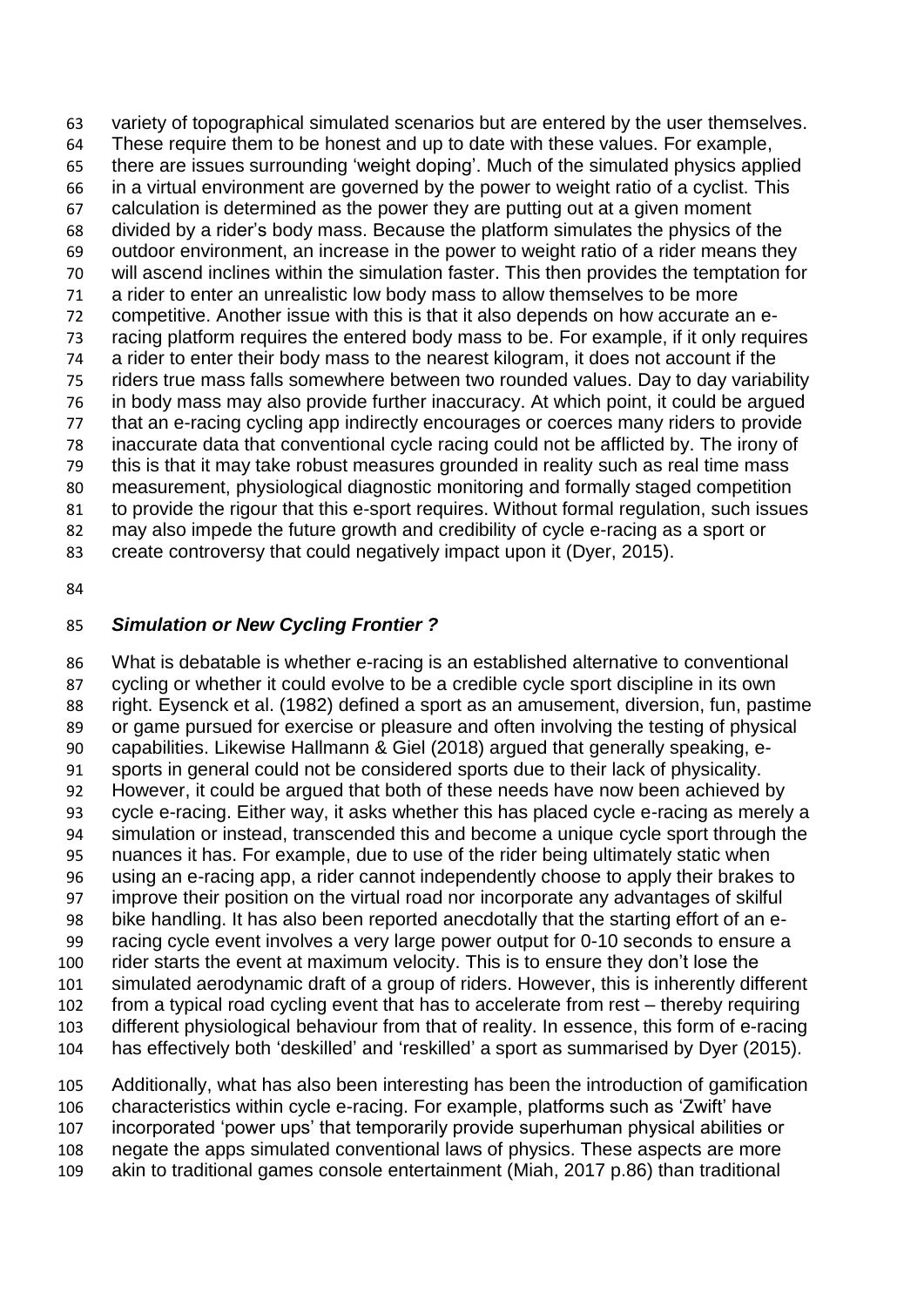variety of topographical simulated scenarios but are entered by the user themselves. These require them to be honest and up to date with these values. For example, there are issues surrounding 'weight doping'. Much of the simulated physics applied in a virtual environment are governed by the power to weight ratio of a cyclist. This calculation is determined as the power they are putting out at a given moment divided by a rider's body mass. Because the platform simulates the physics of the outdoor environment, an increase in the power to weight ratio of a rider means they will ascend inclines within the simulation faster. This then provides the temptation for a rider to enter an unrealistic low body mass to allow themselves to be more competitive. Another issue with this is that it also depends on how accurate an e-racing platform requires the entered body mass to be. For example, if it only requires a rider to enter their body mass to the nearest kilogram, it does not account if the riders true mass falls somewhere between two rounded values. Day to day variability in body mass may also provide further inaccuracy. At which point, it could be argued that an e-racing cycling app indirectly encourages or coerces many riders to provide inaccurate data that conventional cycle racing could not be afflicted by. The irony of this is that it may take robust measures grounded in reality such as real time mass measurement, physiological diagnostic monitoring and formally staged competition to provide the rigour that this e-sport requires. Without formal regulation, such issues may also impede the future growth and credibility of cycle e-racing as a sport or create controversy that could negatively impact upon it (Dyer, 2015).

### ***Simulation or New Cycling Frontier ?***

What is debatable is whether e-racing is an established alternative to conventional cycling or whether it could evolve to be a credible cycle sport discipline in its own right. Eysenck et al. (1982) defined a sport as an amusement, diversion, fun, pastime or game pursued for exercise or pleasure and often involving the testing of physical capabilities. Likewise Hallmann & Giel (2018) argued that generally speaking, e-sports in general could not be considered sports due to their lack of physicality. However, it could be argued that both of these needs have now been achieved by cycle e-racing. Either way, it asks whether this has placed cycle e-racing as merely a simulation or instead, transcended this and become a unique cycle sport through the nuances it has. For example, due to use of the rider being ultimately static when using an e-racing app, a rider cannot independently choose to apply their brakes to improve their position on the virtual road nor incorporate any advantages of skilful bike handling. It has also been reported anecdotally that the starting effort of an e-racing cycle event involves a very large power output for 0-10 seconds to ensure a rider starts the event at maximum velocity. This is to ensure they don't lose the simulated aerodynamic draft of a group of riders. However, this is inherently different from a typical road cycling event that has to accelerate from rest – thereby requiring different physiological behaviour from that of reality. In essence, this form of e-racing has effectively both 'deskilled' and 'reskilled' a sport as summarised by Dyer (2015).

Additionally, what has also been interesting has been the introduction of gamification characteristics within cycle e-racing. For example, platforms such as 'Zwift' have incorporated 'power ups' that temporarily provide superhuman physical abilities or negate the apps simulated conventional laws of physics. These aspects are more akin to traditional games console entertainment (Miah, 2017 p.86) than traditional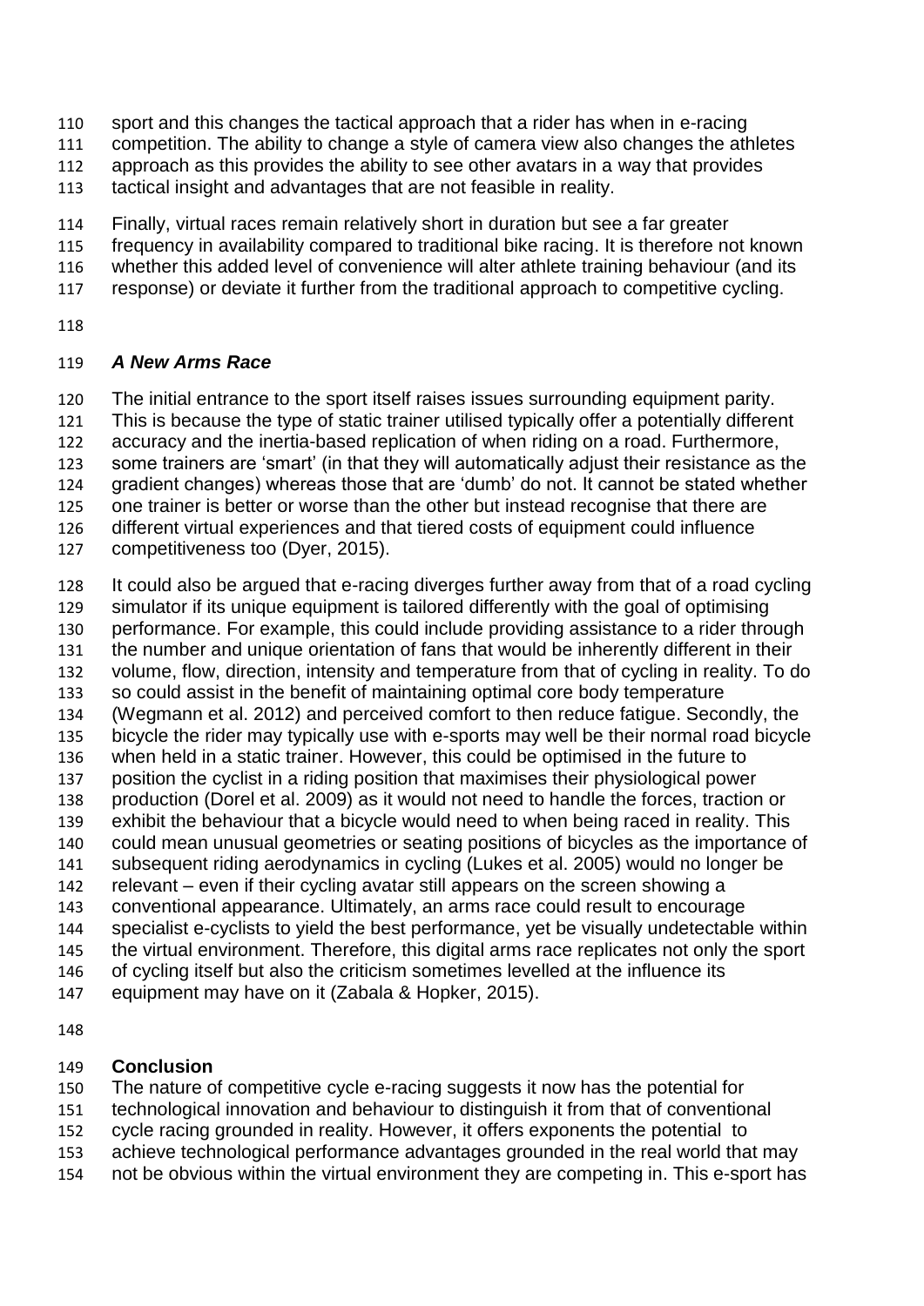sport and this changes the tactical approach that a rider has when in e-racing competition. The ability to change a style of camera view also changes the athletes approach as this provides the ability to see other avatars in a way that provides tactical insight and advantages that are not feasible in reality.

Finally, virtual races remain relatively short in duration but see a far greater frequency in availability compared to traditional bike racing. It is therefore not known whether this added level of convenience will alter athlete training behaviour (and its response) or deviate it further from the traditional approach to competitive cycling.

### *A New Arms Race*

The initial entrance to the sport itself raises issues surrounding equipment parity. This is because the type of static trainer utilised typically offer a potentially different accuracy and the inertia-based replication of when riding on a road. Furthermore, some trainers are 'smart' (in that they will automatically adjust their resistance as the gradient changes) whereas those that are 'dumb' do not. It cannot be stated whether one trainer is better or worse than the other but instead recognise that there are different virtual experiences and that tiered costs of equipment could influence competitiveness too (Dyer, 2015).

It could also be argued that e-racing diverges further away from that of a road cycling simulator if its unique equipment is tailored differently with the goal of optimising performance. For example, this could include providing assistance to a rider through the number and unique orientation of fans that would be inherently different in their volume, flow, direction, intensity and temperature from that of cycling in reality. To do so could assist in the benefit of maintaining optimal core body temperature (Wegmann et al. 2012) and perceived comfort to then reduce fatigue. Secondly, the bicycle the rider may typically use with e-sports may well be their normal road bicycle when held in a static trainer. However, this could be optimised in the future to position the cyclist in a riding position that maximises their physiological power production (Dorel et al. 2009) as it would not need to handle the forces, traction or exhibit the behaviour that a bicycle would need to when being raced in reality. This could mean unusual geometries or seating positions of bicycles as the importance of subsequent riding aerodynamics in cycling (Lukes et al. 2005) would no longer be relevant – even if their cycling avatar still appears on the screen showing a conventional appearance. Ultimately, an arms race could result to encourage specialist e-cyclists to yield the best performance, yet be visually undetectable within the virtual environment. Therefore, this digital arms race replicates not only the sport of cycling itself but also the criticism sometimes levelled at the influence its equipment may have on it (Zabala & Hopker, 2015).

## **Conclusion**

The nature of competitive cycle e-racing suggests it now has the potential for technological innovation and behaviour to distinguish it from that of conventional cycle racing grounded in reality. However, it offers exponents the potential to achieve technological performance advantages grounded in the real world that may not be obvious within the virtual environment they are competing in. This e-sport has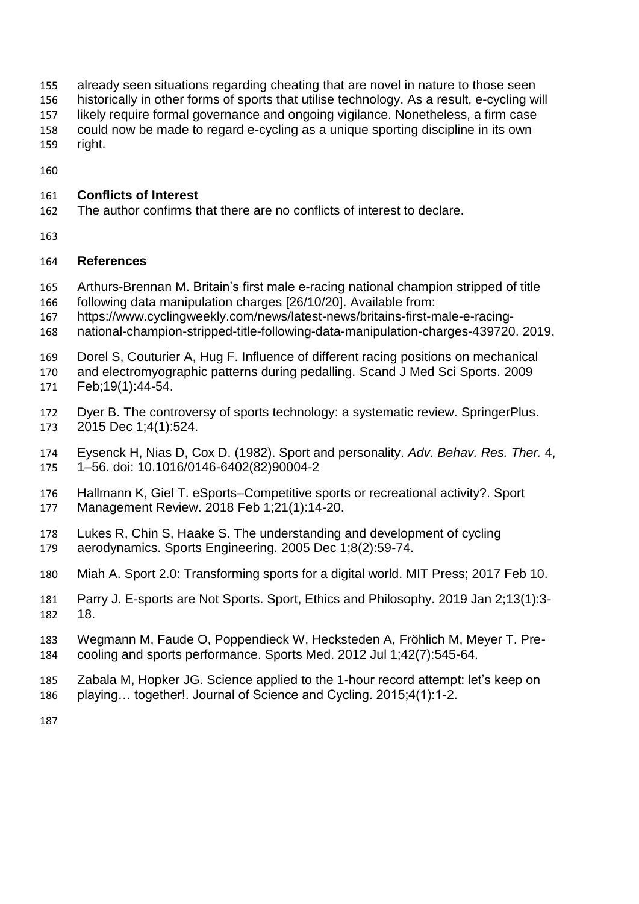already seen situations regarding cheating that are novel in nature to those seen historically in other forms of sports that utilise technology. As a result, e-cycling will likely require formal governance and ongoing vigilance. Nonetheless, a firm case could now be made to regard e-cycling as a unique sporting discipline in its own right.

## Conflicts of Interest

The author confirms that there are no conflicts of interest to declare.

## References

Arthurs-Brennan M. Britain's first male e-racing national champion stripped of title following data manipulation charges [26/10/20]. Available from: https://www.cyclingweekly.com/news/latest-news/britains-first-male-e-racing-national-champion-stripped-title-following-data-manipulation-charges-439720. 2019.

Dorel S, Couturier A, Hug F. Influence of different racing positions on mechanical and electromyographic patterns during pedalling. Scand J Med Sci Sports. 2009 Feb;19(1):44-54.

Dyer B. The controversy of sports technology: a systematic review. SpringerPlus. 2015 Dec 1;4(1):524.

Eysenck H, Nias D, Cox D. (1982). Sport and personality. *Adv. Behav. Res. Ther.* 4, 1–56. doi: 10.1016/0146-6402(82)90004-2

Hallmann K, Giel T. eSports–Competitive sports or recreational activity?. Sport Management Review. 2018 Feb 1;21(1):14-20.

Lukes R, Chin S, Haake S. The understanding and development of cycling aerodynamics. Sports Engineering. 2005 Dec 1;8(2):59-74.

Miah A. Sport 2.0: Transforming sports for a digital world. MIT Press; 2017 Feb 10.

Parry J. E-sports are Not Sports. Sport, Ethics and Philosophy. 2019 Jan 2;13(1):3-18.

Wegmann M, Faude O, Poppendieck W, Hecksteden A, Fröhlich M, Meyer T. Pre-cooling and sports performance. Sports Med. 2012 Jul 1;42(7):545-64.

Zabala M, Hopker JG. Science applied to the 1-hour record attempt: let's keep on playing… together!. Journal of Science and Cycling. 2015;4(1):1-2.